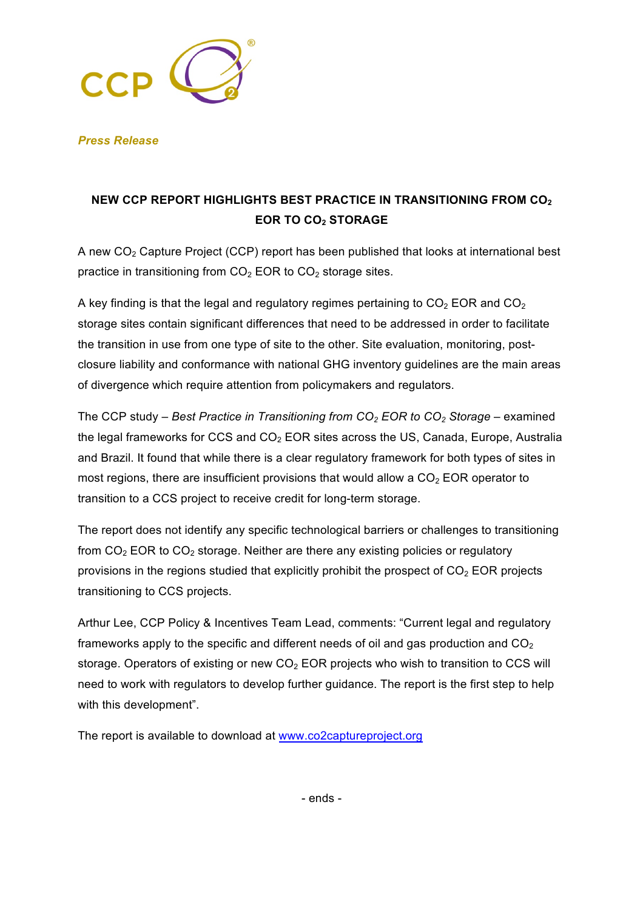CCP

*Press Release*

**NEW CCP REPORT HIGHLIGHTS BEST PRACTICE IN TRANSITIONING FROM $CO_2$ EOR TO $CO_2$ STORAGE**

A new $CO_2$ Capture Project (CCP) report has been published that looks at international best practice in transitioning from $CO_2$ EOR to $CO_2$ storage sites.

A key finding is that the legal and regulatory regimes pertaining to $CO_2$ EOR and $CO_2$ storage sites contain significant differences that need to be addressed in order to facilitate the transition in use from one type of site to the other. Site evaluation, monitoring, post-closure liability and conformance with national GHG inventory guidelines are the main areas of divergence which require attention from policymakers and regulators.

The CCP study – *Best Practice in Transitioning from $CO_2$ EOR to $CO_2$ Storage* – examined the legal frameworks for CCS and $CO_2$ EOR sites across the US, Canada, Europe, Australia and Brazil. It found that while there is a clear regulatory framework for both types of sites in most regions, there are insufficient provisions that would allow a $CO_2$ EOR operator to transition to a CCS project to receive credit for long-term storage.

The report does not identify any specific technological barriers or challenges to transitioning from $CO_2$ EOR to $CO_2$ storage. Neither are there any existing policies or regulatory provisions in the regions studied that explicitly prohibit the prospect of $CO_2$ EOR projects transitioning to CCS projects.

Arthur Lee, CCP Policy & Incentives Team Lead, comments: "Current legal and regulatory frameworks apply to the specific and different needs of oil and gas production and $CO_2$ storage. Operators of existing or new $CO_2$ EOR projects who wish to transition to CCS will need to work with regulators to develop further guidance. The report is the first step to help with this development".

The report is available to download at www.co2captureproject.org

- ends -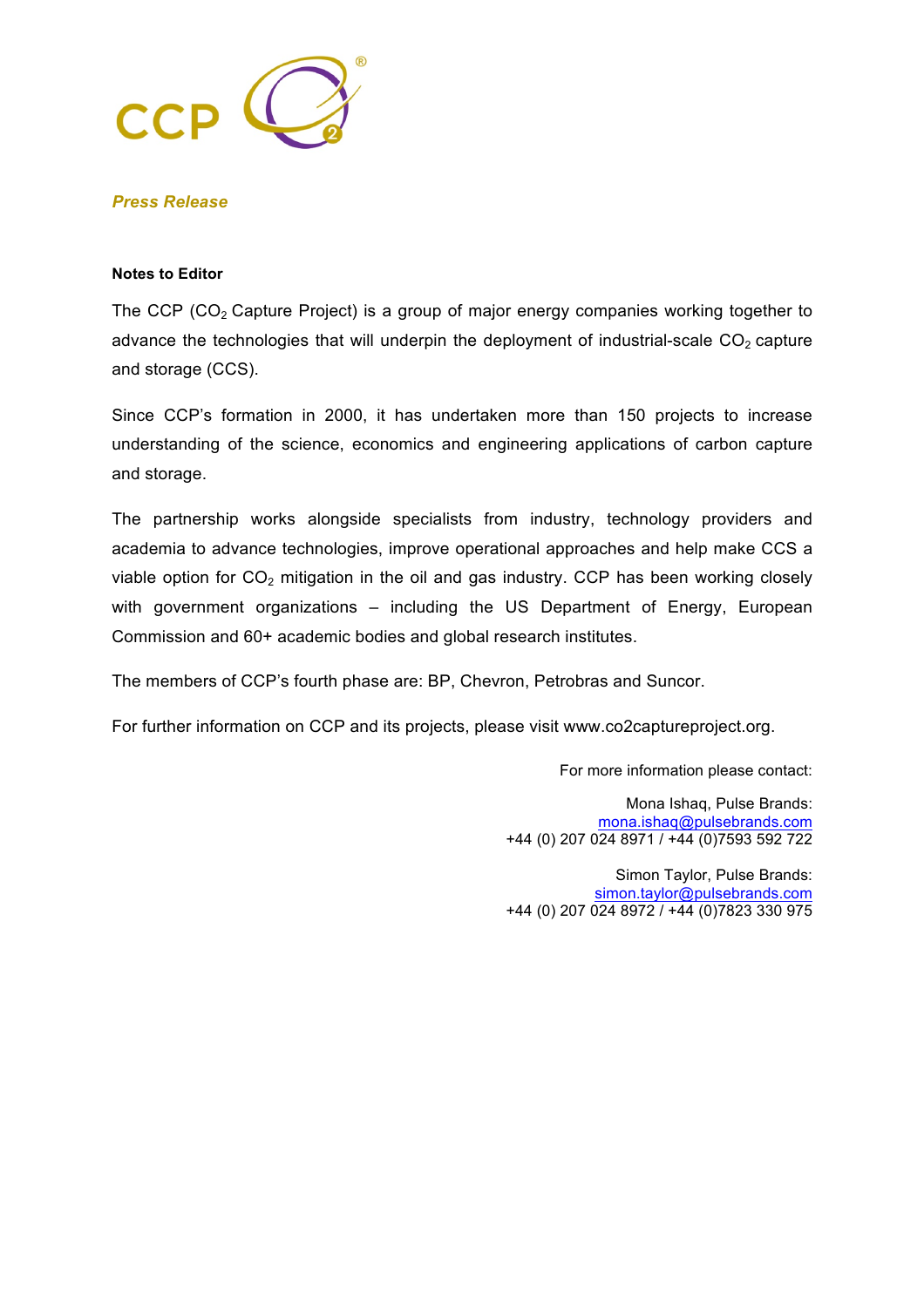CCP

*Press Release*

**Notes to Editor**

The CCP ($CO_2$ Capture Project) is a group of major energy companies working together to advance the technologies that will underpin the deployment of industrial-scale $CO_2$ capture and storage (CCS).

Since CCP's formation in 2000, it has undertaken more than 150 projects to increase understanding of the science, economics and engineering applications of carbon capture and storage.

The partnership works alongside specialists from industry, technology providers and academia to advance technologies, improve operational approaches and help make CCS a viable option for $CO_2$ mitigation in the oil and gas industry. CCP has been working closely with government organizations – including the US Department of Energy, European Commission and 60+ academic bodies and global research institutes.

The members of CCP's fourth phase are: BP, Chevron, Petrobras and Suncor.

For further information on CCP and its projects, please visit www.co2captureproject.org.

For more information please contact:

Mona Ishaq, Pulse Brands:
mona.ishaq@pulsebrands.com
+44 (0) 207 024 8971 / +44 (0)7593 592 722

Simon Taylor, Pulse Brands:
simon.taylor@pulsebrands.com
+44 (0) 207 024 8972 / +44 (0)7823 330 975